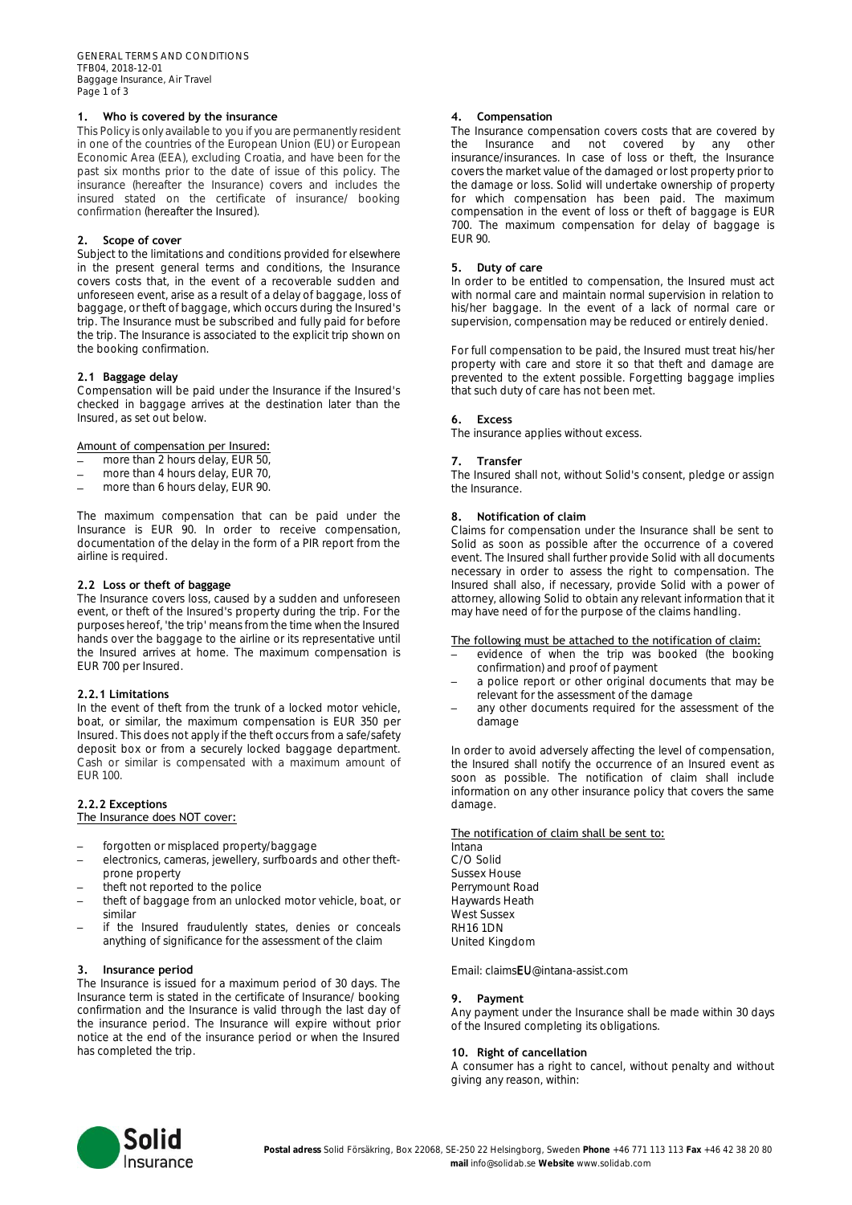## 1. Who is covered by the insurance

This Policy is only available to you if you are permanently resident in one of the countries of the European Union (EU) or European Economic Area (EEA), excluding Croatia, and have been for the past six months prior to the date of issue of this policy. The insurance (hereafter the Insurance) covers and includes the insured stated on the certificate of insurance/ booking confirmation (hereafter the Insured).

## 2. Scope of cover

Subject to the limitations and conditions provided for elsewhere in the present general terms and conditions, the Insurance covers costs that, in the event of a recoverable sudden and unforeseen event, arise as a result of a delay of baggage, loss of baggage, or theft of baggage, which occurs during the Insured's trip. The Insurance must be subscribed and fully paid for before the trip. The Insurance is associated to the explicit trip shown on the booking confirmation.

### 2.1 Baggage delay

Compensation will be paid under the Insurance if the Insured's checked in baggage arrives at the destination later than the Insured, as set out below.

Amount of compensation per Insured:

- more than 2 hours delay, EUR 50,
- more than 4 hours delay, EUR 70,
- more than 6 hours delay, EUR 90.

The maximum compensation that can be paid under the Insurance is EUR 90. In order to receive compensation, documentation of the delay in the form of a PIR report from the airline is required.

### 2.2 Loss or theft of baggage

The Insurance covers loss, caused by a sudden and unforeseen event, or theft of the Insured's property during the trip. For the purposes hereof, 'the trip' means from the time when the Insured hands over the baggage to the airline or its representative until the Insured arrives at home. The maximum compensation is EUR 700 per Insured.

#### 2.2.1 Limitations

In the event of theft from the trunk of a locked motor vehicle, boat, or similar, the maximum compensation is EUR 350 per Insured. This does not apply if the theft occurs from a safe/safety deposit box or from a securely locked baggage department. Cash or similar is compensated with a maximum amount of EUR 100.

#### 2.2.2 Exceptions

The Insurance does NOT cover:

- forgotten or misplaced property/baggage
- electronics, cameras, jewellery, surfboards and other theft-prone property
- theft not reported to the police
- theft of baggage from an unlocked motor vehicle, boat, or similar
- if the Insured fraudulently states, denies or conceals anything of significance for the assessment of the claim

## 3. Insurance period

The Insurance is issued for a maximum period of 30 days. The Insurance term is stated in the certificate of Insurance/ booking confirmation and the Insurance is valid through the last day of the insurance period. The Insurance will expire without prior notice at the end of the insurance period or when the Insured has completed the trip.

## 4. Compensation

The Insurance compensation covers costs that are covered by the Insurance and not covered by any other insurance/insurances. In case of loss or theft, the Insurance covers the market value of the damaged or lost property prior to the damage or loss. Solid will undertake ownership of property for which compensation has been paid. The maximum compensation in the event of loss or theft of baggage is EUR 700. The maximum compensation for delay of baggage is EUR 90.

## 5. Duty of care

In order to be entitled to compensation, the Insured must act with normal care and maintain normal supervision in relation to his/her baggage. In the event of a lack of normal care or supervision, compensation may be reduced or entirely denied.

For full compensation to be paid, the Insured must treat his/her property with care and store it so that theft and damage are prevented to the extent possible. Forgetting baggage implies that such duty of care has not been met.

## 6. Excess

The insurance applies without excess.

## 7. Transfer

The Insured shall not, without Solid's consent, pledge or assign the Insurance.

## 8. Notification of claim

Claims for compensation under the Insurance shall be sent to Solid as soon as possible after the occurrence of a covered event. The Insured shall further provide Solid with all documents necessary in order to assess the right to compensation. The Insured shall also, if necessary, provide Solid with a power of attorney, allowing Solid to obtain any relevant information that it may have need of for the purpose of the claims handling.

The following must be attached to the notification of claim:

- evidence of when the trip was booked (the booking confirmation) and proof of payment
- a police report or other original documents that may be relevant for the assessment of the damage
- any other documents required for the assessment of the damage

In order to avoid adversely affecting the level of compensation, the Insured shall notify the occurrence of an Insured event as soon as possible. The notification of claim shall include information on any other insurance policy that covers the same damage.

The notification of claim shall be sent to:

Intana
C/O Solid
Sussex House
Perrymount Road
Haywards Heath
West Sussex
RH16 1DN
United Kingdom

Email: claimsEU@intana-assist.com

## 9. Payment

Any payment under the Insurance shall be made within 30 days of the Insured completing its obligations.

## 10. Right of cancellation

A consumer has a right to cancel, without penalty and without giving any reason, within:

**Postal adress** Solid Försäkring, Box 22068, SE-250 22 Helsingborg, Sweden **Phone** +46 771 113 113 **Fax** +46 42 38 20 80 **mail** info@solidab.se **Website** www.solidab.com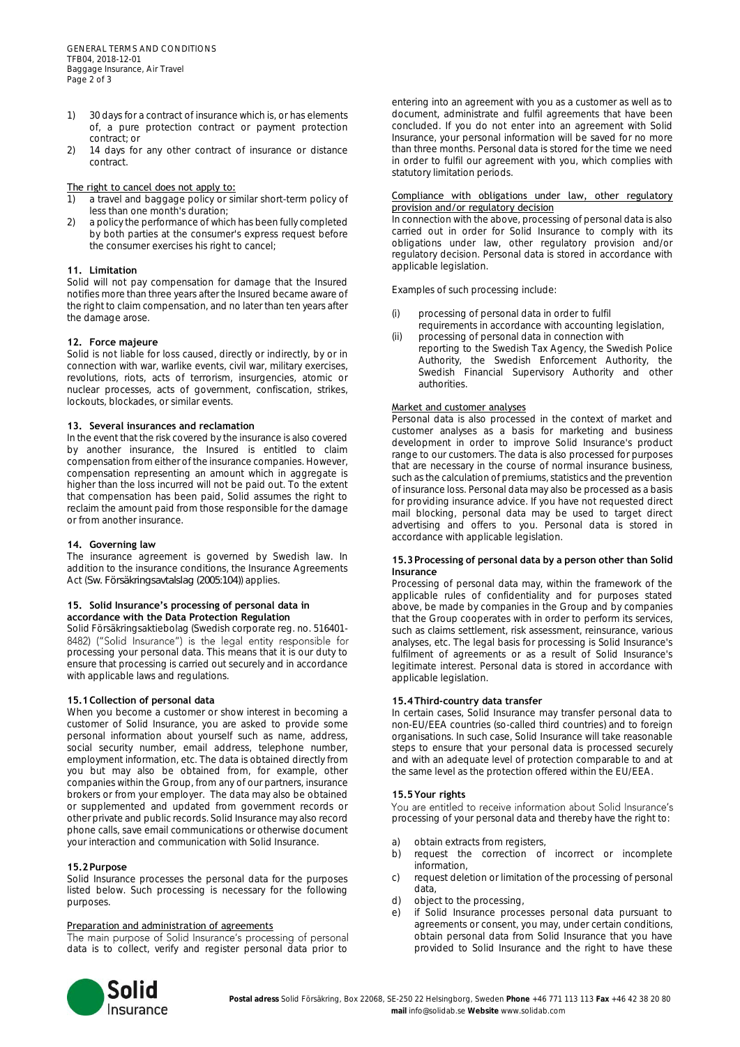1) 30 days for a contract of insurance which is, or has elements of, a pure protection contract or payment protection contract; or
2) 14 days for any other contract of insurance or distance contract.

The right to cancel does not apply to:

1) a travel and baggage policy or similar short-term policy of less than one month's duration;
2) a policy the performance of which has been fully completed by both parties at the consumer's express request before the consumer exercises his right to cancel;

### 11. Limitation

Solid will not pay compensation for damage that the Insured notifies more than three years after the Insured became aware of the right to claim compensation, and no later than ten years after the damage arose.

### 12. Force majeure

Solid is not liable for loss caused, directly or indirectly, by or in connection with war, warlike events, civil war, military exercises, revolutions, riots, acts of terrorism, insurgencies, atomic or nuclear processes, acts of government, confiscation, strikes, lockouts, blockades, or similar events.

### 13. Several insurances and reclamation

In the event that the risk covered by the insurance is also covered by another insurance, the Insured is entitled to claim compensation from either of the insurance companies. However, compensation representing an amount which in aggregate is higher than the loss incurred will not be paid out. To the extent that compensation has been paid, Solid assumes the right to reclaim the amount paid from those responsible for the damage or from another insurance.

### 14. Governing law

The insurance agreement is governed by Swedish law. In addition to the insurance conditions, the Insurance Agreements Act (Sw. Försäkringsavtalslag (2005:104)) applies.

### 15. Solid Insurance's processing of personal data in accordance with the Data Protection Regulation

Solid Försäkringsaktiebolag (Swedish corporate reg. no. 516401-8482) ("Solid Insurance") is the legal entity responsible for processing your personal data. This means that it is our duty to ensure that processing is carried out securely and in accordance with applicable laws and regulations.

#### 15.1 Collection of personal data

When you become a customer or show interest in becoming a customer of Solid Insurance, you are asked to provide some personal information about yourself such as name, address, social security number, email address, telephone number, employment information, etc. The data is obtained directly from you but may also be obtained from, for example, other companies within the Group, from any of our partners, insurance brokers or from your employer. The data may also be obtained or supplemented and updated from government records or other private and public records. Solid Insurance may also record phone calls, save email communications or otherwise document your interaction and communication with Solid Insurance.

#### 15.2 Purpose

Solid Insurance processes the personal data for the purposes listed below. Such processing is necessary for the following purposes.

Preparation and administration of agreements

The main purpose of Solid Insurance's processing of personal data is to collect, verify and register personal data prior to entering into an agreement with you as a customer as well as to document, administrate and fulfil agreements that have been concluded. If you do not enter into an agreement with Solid Insurance, your personal information will be saved for no more than three months. Personal data is stored for the time we need in order to fulfil our agreement with you, which complies with statutory limitation periods.

Compliance with obligations under law, other regulatory provision and/or regulatory decision

In connection with the above, processing of personal data is also carried out in order for Solid Insurance to comply with its obligations under law, other regulatory provision and/or regulatory decision. Personal data is stored in accordance with applicable legislation.

Examples of such processing include:

(i) processing of personal data in order to fulfil requirements in accordance with accounting legislation,
(ii) processing of personal data in connection with reporting to the Swedish Tax Agency, the Swedish Police Authority, the Swedish Enforcement Authority, the Swedish Financial Supervisory Authority and other authorities.

Market and customer analyses

Personal data is also processed in the context of market and customer analyses as a basis for marketing and business development in order to improve Solid Insurance's product range to our customers. The data is also processed for purposes that are necessary in the course of normal insurance business, such as the calculation of premiums, statistics and the prevention of insurance loss. Personal data may also be processed as a basis for providing insurance advice. If you have not requested direct mail blocking, personal data may be used to target direct advertising and offers to you. Personal data is stored in accordance with applicable legislation.

#### 15.3 Processing of personal data by a person other than Solid Insurance

Processing of personal data may, within the framework of the applicable rules of confidentiality and for purposes stated above, be made by companies in the Group and by companies that the Group cooperates with in order to perform its services, such as claims settlement, risk assessment, reinsurance, various analyses, etc. The legal basis for processing is Solid Insurance's fulfilment of agreements or as a result of Solid Insurance's legitimate interest. Personal data is stored in accordance with applicable legislation.

#### 15.4 Third-country data transfer

In certain cases, Solid Insurance may transfer personal data to non-EU/EEA countries (so-called third countries) and to foreign organisations. In such case, Solid Insurance will take reasonable steps to ensure that your personal data is processed securely and with an adequate level of protection comparable to and at the same level as the protection offered within the EU/EEA.

#### 15.5 Your rights

You are entitled to receive information about Solid Insurance's processing of your personal data and thereby have the right to:

a) obtain extracts from registers,
b) request the correction of incorrect or incomplete information,
c) request deletion or limitation of the processing of personal data,
d) object to the processing,
e) if Solid Insurance processes personal data pursuant to agreements or consent, you may, under certain conditions, obtain personal data from Solid Insurance that you have provided to Solid Insurance and the right to have these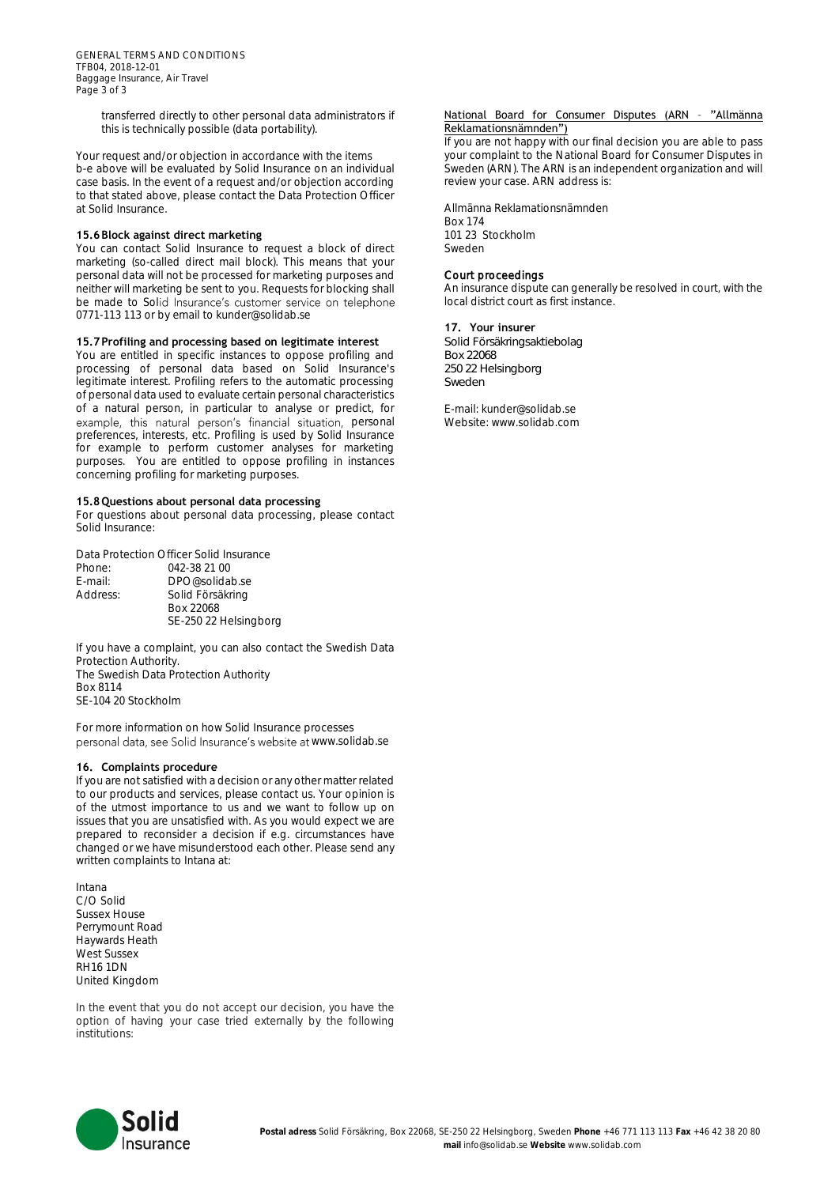transferred directly to other personal data administrators if this is technically possible (data portability).

Your request and/or objection in accordance with the items b-e above will be evaluated by Solid Insurance on an individual case basis. In the event of a request and/or objection according to that stated above, please contact the Data Protection Officer at Solid Insurance.

### 15.6 Block against direct marketing

You can contact Solid Insurance to request a block of direct marketing (so-called direct mail block). This means that your personal data will not be processed for marketing purposes and neither will marketing be sent to you. Requests for blocking shall be made to Solid Insurance's customer service on telephone 0771-113 113 or by email to kunder@solidab.se

### 15.7 Profiling and processing based on legitimate interest

You are entitled in specific instances to oppose profiling and processing of personal data based on Solid Insurance's legitimate interest. Profiling refers to the automatic processing of personal data used to evaluate certain personal characteristics of a natural person, in particular to analyse or predict, for example, this natural person's financial situation, personal preferences, interests, etc. Profiling is used by Solid Insurance for example to perform customer analyses for marketing purposes. You are entitled to oppose profiling in instances concerning profiling for marketing purposes.

### 15.8 Questions about personal data processing

For questions about personal data processing, please contact Solid Insurance:

Data Protection Officer Solid Insurance
Phone: 042-38 21 00
E-mail: DPO@solidab.se
Address: Solid Försäkring
Box 22068
SE-250 22 Helsingborg

If you have a complaint, you can also contact the Swedish Data Protection Authority.
The Swedish Data Protection Authority
Box 8114
SE-104 20 Stockholm

For more information on how Solid Insurance processes personal data, see Solid Insurance's website at www.solidab.se

## 16. Complaints procedure

If you are not satisfied with a decision or any other matter related to our products and services, please contact us. Your opinion is of the utmost importance to us and we want to follow up on issues that you are unsatisfied with. As you would expect we are prepared to reconsider a decision if e.g. circumstances have changed or we have misunderstood each other. Please send any written complaints to Intana at:

Intana
C/O Solid
Sussex House
Perrymount Road
Haywards Heath
West Sussex
RH16 1DN
United Kingdom

In the event that you do not accept our decision, you have the option of having your case tried externally by the following institutions:

### National Board for Consumer Disputes (ARN – "Allmänna Reklamationsnämnden")

If you are not happy with our final decision you are able to pass your complaint to the National Board for Consumer Disputes in Sweden (ARN). The ARN is an independent organization and will review your case. ARN address is:

Allmänna Reklamationsnämnden
Box 174
101 23 Stockholm
Sweden

### Court proceedings

An insurance dispute can generally be resolved in court, with the local district court as first instance.

## 17. Your insurer

Solid Försäkringsaktiebolag
Box 22068
250 22 Helsingborg
Sweden

E-mail: kunder@solidab.se
Website: www.solidab.com